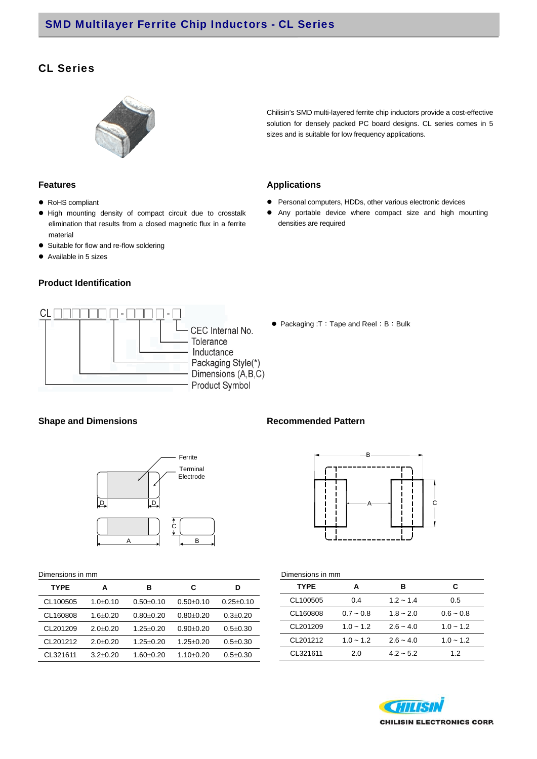# SMD Multilayer Ferrite Chip Inductors - CL Series

## CL Series

Chilisin's SMD multi-layered ferrite chip inductors provide a cost-effective solution for densely packed PC board designs. CL series comes in 5 sizes and is suitable for low frequency applications.

### Features

- RoHS compliant
- High mounting density of compact circuit due to crosstalk elimination that results from a closed magnetic flux in a ferrite material
- Suitable for flow and re-flow soldering
- Available in 5 sizes

### Applications

- Personal computers, HDDs, other various electronic devices
- Any portable device where compact size and high mounting densities are required

### Product Identification

CL □□□□□□ □ - □□□ □ - □

- CEC Internal No.
- Tolerance
- Inductance
- Packaging Style(*)
- Dimensions (A,B,C)
- Product Symbol

- Packaging :T：Tape and Reel；B：Bulk

### Shape and Dimensions

Ferrite

Terminal Electrode

Dimensions in mm

| TYPE | A | B | C | D |
|---|---|---|---|---|
| CL100505 | 1.0±0.10 | 0.50±0.10 | 0.50±0.10 | 0.25±0.10 |
| CL160808 | 1.6±0.20 | 0.80±0.20 | 0.80±0.20 | 0.3±0.20 |
| CL201209 | 2.0±0.20 | 1.25±0.20 | 0.90±0.20 | 0.5±0.30 |
| CL201212 | 2.0±0.20 | 1.25±0.20 | 1.25±0.20 | 0.5±0.30 |
| CL321611 | 3.2±0.20 | 1.60±0.20 | 1.10±0.20 | 0.5±0.30 |

### Recommended Pattern

Dimensions in mm

| TYPE | A | B | C |
|---|---|---|---|
| CL100505 | 0.4 | 1.2 ~ 1.4 | 0.5 |
| CL160808 | 0.7 ~ 0.8 | 1.8 ~ 2.0 | 0.6 ~ 0.8 |
| CL201209 | 1.0 ~ 1.2 | 2.6 ~ 4.0 | 1.0 ~ 1.2 |
| CL201212 | 1.0 ~ 1.2 | 2.6 ~ 4.0 | 1.0 ~ 1.2 |
| CL321611 | 2.0 | 4.2 ~ 5.2 | 1.2 |

CHILISIN ELECTRONICS CORP.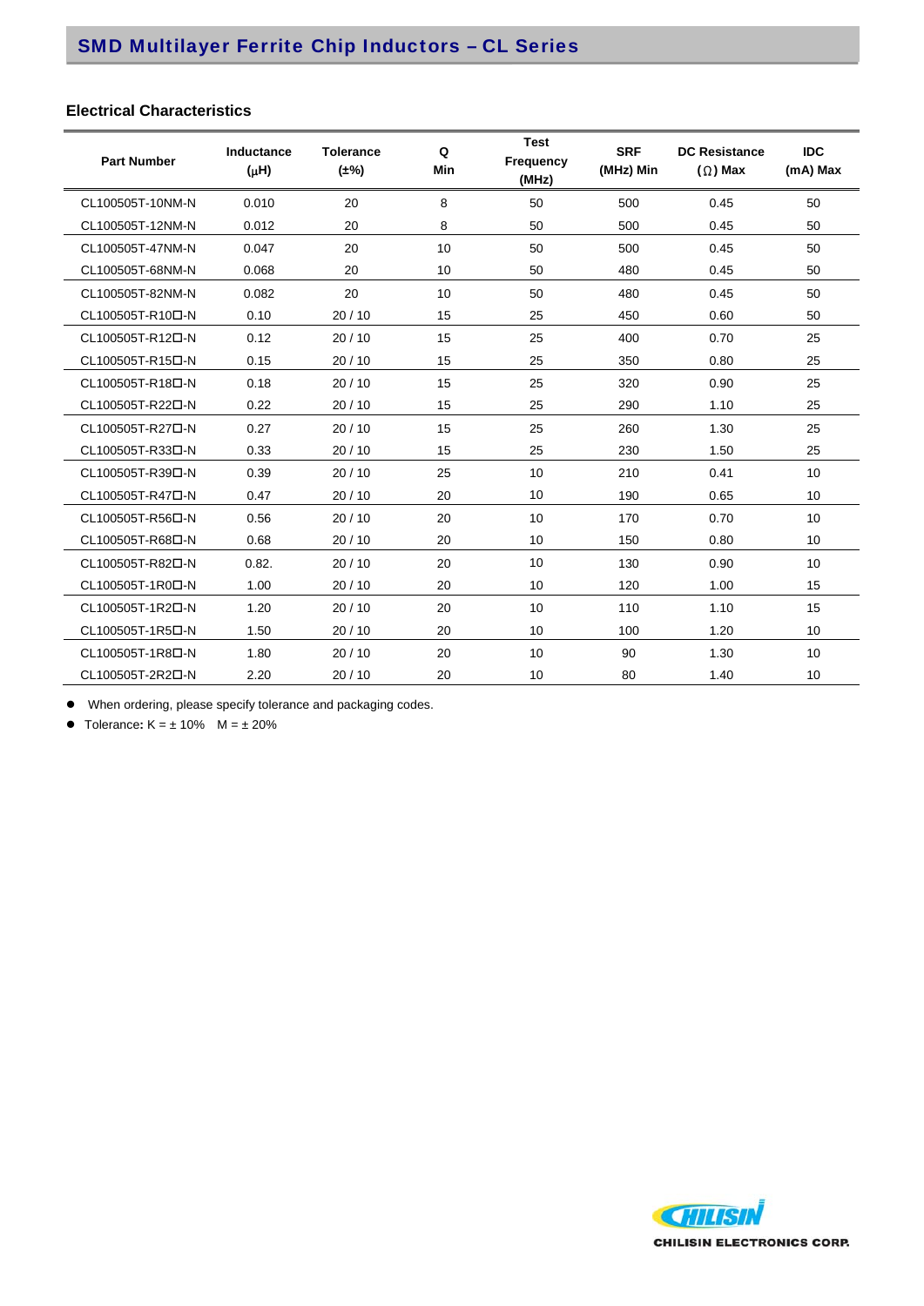## SMD Multilayer Ferrite Chip Inductors – CL Series

### Electrical Characteristics

| Part Number | Inductance (μH) | Tolerance (±%) | Q Min | Test Frequency (MHz) | SRF (MHz) Min | DC Resistance (Ω) Max | IDC (mA) Max |
|---|---|---|---|---|---|---|---|
| CL100505T-10NM-N | 0.010 | 20 | 8 | 50 | 500 | 0.45 | 50 |
| CL100505T-12NM-N | 0.012 | 20 | 8 | 50 | 500 | 0.45 | 50 |
| CL100505T-47NM-N | 0.047 | 20 | 10 | 50 | 500 | 0.45 | 50 |
| CL100505T-68NM-N | 0.068 | 20 | 10 | 50 | 480 | 0.45 | 50 |
| CL100505T-82NM-N | 0.082 | 20 | 10 | 50 | 480 | 0.45 | 50 |
| CL100505T-R10□-N | 0.10 | 20 / 10 | 15 | 25 | 450 | 0.60 | 50 |
| CL100505T-R12□-N | 0.12 | 20 / 10 | 15 | 25 | 400 | 0.70 | 25 |
| CL100505T-R15□-N | 0.15 | 20 / 10 | 15 | 25 | 350 | 0.80 | 25 |
| CL100505T-R18□-N | 0.18 | 20 / 10 | 15 | 25 | 320 | 0.90 | 25 |
| CL100505T-R22□-N | 0.22 | 20 / 10 | 15 | 25 | 290 | 1.10 | 25 |
| CL100505T-R27□-N | 0.27 | 20 / 10 | 15 | 25 | 260 | 1.30 | 25 |
| CL100505T-R33□-N | 0.33 | 20 / 10 | 15 | 25 | 230 | 1.50 | 25 |
| CL100505T-R39□-N | 0.39 | 20 / 10 | 25 | 10 | 210 | 0.41 | 10 |
| CL100505T-R47□-N | 0.47 | 20 / 10 | 20 | 10 | 190 | 0.65 | 10 |
| CL100505T-R56□-N | 0.56 | 20 / 10 | 20 | 10 | 170 | 0.70 | 10 |
| CL100505T-R68□-N | 0.68 | 20 / 10 | 20 | 10 | 150 | 0.80 | 10 |
| CL100505T-R82□-N | 0.82. | 20 / 10 | 20 | 10 | 130 | 0.90 | 10 |
| CL100505T-1R0□-N | 1.00 | 20 / 10 | 20 | 10 | 120 | 1.00 | 15 |
| CL100505T-1R2□-N | 1.20 | 20 / 10 | 20 | 10 | 110 | 1.10 | 15 |
| CL100505T-1R5□-N | 1.50 | 20 / 10 | 20 | 10 | 100 | 1.20 | 10 |
| CL100505T-1R8□-N | 1.80 | 20 / 10 | 20 | 10 | 90 | 1.30 | 10 |
| CL100505T-2R2□-N | 2.20 | 20 / 10 | 20 | 10 | 80 | 1.40 | 10 |

- When ordering, please specify tolerance and packaging codes.
- Tolerance: K = ± 10%   M = ± 20%

CHILISIN ELECTRONICS CORP.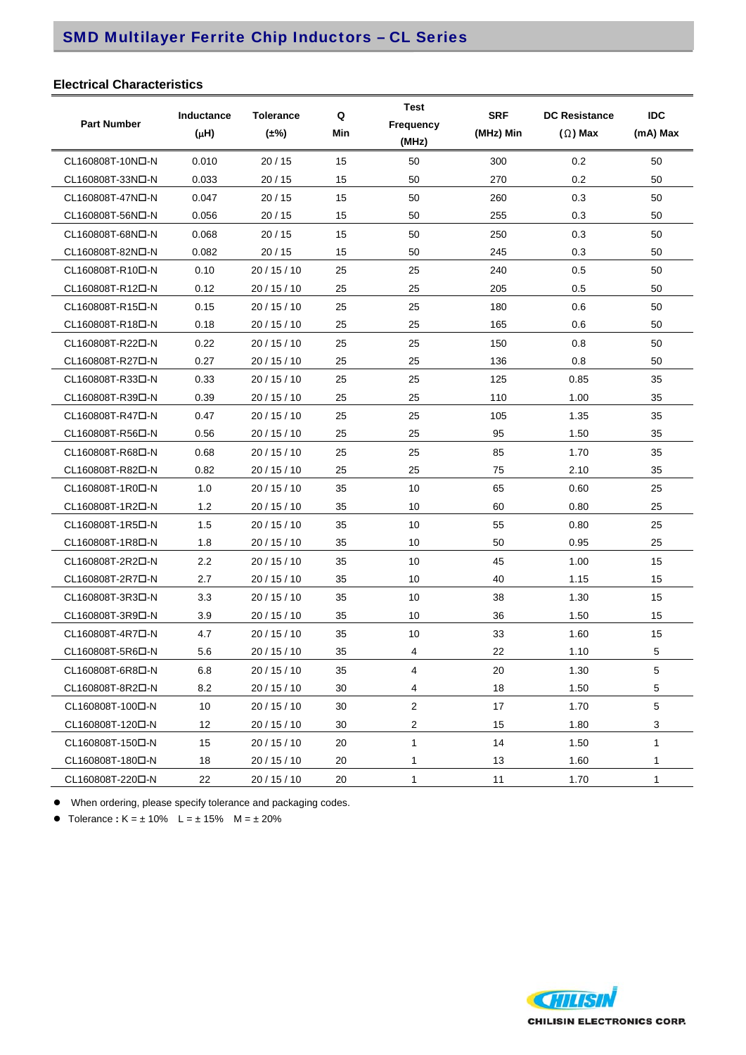## SMD Multilayer Ferrite Chip Inductors – CL Series

### Electrical Characteristics

| Part Number | Inductance (μH) | Tolerance (±%) | Q Min | Test Frequency (MHz) | SRF (MHz) Min | DC Resistance (Ω) Max | IDC (mA) Max |
|---|---|---|---|---|---|---|---|
| CL160808T-10N□-N | 0.010 | 20 / 15 | 15 | 50 | 300 | 0.2 | 50 |
| CL160808T-33N□-N | 0.033 | 20 / 15 | 15 | 50 | 270 | 0.2 | 50 |
| CL160808T-47N□-N | 0.047 | 20 / 15 | 15 | 50 | 260 | 0.3 | 50 |
| CL160808T-56N□-N | 0.056 | 20 / 15 | 15 | 50 | 255 | 0.3 | 50 |
| CL160808T-68N□-N | 0.068 | 20 / 15 | 15 | 50 | 250 | 0.3 | 50 |
| CL160808T-82N□-N | 0.082 | 20 / 15 | 15 | 50 | 245 | 0.3 | 50 |
| CL160808T-R10□-N | 0.10 | 20 / 15 / 10 | 25 | 25 | 240 | 0.5 | 50 |
| CL160808T-R12□-N | 0.12 | 20 / 15 / 10 | 25 | 25 | 205 | 0.5 | 50 |
| CL160808T-R15□-N | 0.15 | 20 / 15 / 10 | 25 | 25 | 180 | 0.6 | 50 |
| CL160808T-R18□-N | 0.18 | 20 / 15 / 10 | 25 | 25 | 165 | 0.6 | 50 |
| CL160808T-R22□-N | 0.22 | 20 / 15 / 10 | 25 | 25 | 150 | 0.8 | 50 |
| CL160808T-R27□-N | 0.27 | 20 / 15 / 10 | 25 | 25 | 136 | 0.8 | 50 |
| CL160808T-R33□-N | 0.33 | 20 / 15 / 10 | 25 | 25 | 125 | 0.85 | 35 |
| CL160808T-R39□-N | 0.39 | 20 / 15 / 10 | 25 | 25 | 110 | 1.00 | 35 |
| CL160808T-R47□-N | 0.47 | 20 / 15 / 10 | 25 | 25 | 105 | 1.35 | 35 |
| CL160808T-R56□-N | 0.56 | 20 / 15 / 10 | 25 | 25 | 95 | 1.50 | 35 |
| CL160808T-R68□-N | 0.68 | 20 / 15 / 10 | 25 | 25 | 85 | 1.70 | 35 |
| CL160808T-R82□-N | 0.82 | 20 / 15 / 10 | 25 | 25 | 75 | 2.10 | 35 |
| CL160808T-1R0□-N | 1.0 | 20 / 15 / 10 | 35 | 10 | 65 | 0.60 | 25 |
| CL160808T-1R2□-N | 1.2 | 20 / 15 / 10 | 35 | 10 | 60 | 0.80 | 25 |
| CL160808T-1R5□-N | 1.5 | 20 / 15 / 10 | 35 | 10 | 55 | 0.80 | 25 |
| CL160808T-1R8□-N | 1.8 | 20 / 15 / 10 | 35 | 10 | 50 | 0.95 | 25 |
| CL160808T-2R2□-N | 2.2 | 20 / 15 / 10 | 35 | 10 | 45 | 1.00 | 15 |
| CL160808T-2R7□-N | 2.7 | 20 / 15 / 10 | 35 | 10 | 40 | 1.15 | 15 |
| CL160808T-3R3□-N | 3.3 | 20 / 15 / 10 | 35 | 10 | 38 | 1.30 | 15 |
| CL160808T-3R9□-N | 3.9 | 20 / 15 / 10 | 35 | 10 | 36 | 1.50 | 15 |
| CL160808T-4R7□-N | 4.7 | 20 / 15 / 10 | 35 | 10 | 33 | 1.60 | 15 |
| CL160808T-5R6□-N | 5.6 | 20 / 15 / 10 | 35 | 4 | 22 | 1.10 | 5 |
| CL160808T-6R8□-N | 6.8 | 20 / 15 / 10 | 35 | 4 | 20 | 1.30 | 5 |
| CL160808T-8R2□-N | 8.2 | 20 / 15 / 10 | 30 | 4 | 18 | 1.50 | 5 |
| CL160808T-100□-N | 10 | 20 / 15 / 10 | 30 | 2 | 17 | 1.70 | 5 |
| CL160808T-120□-N | 12 | 20 / 15 / 10 | 30 | 2 | 15 | 1.80 | 3 |
| CL160808T-150□-N | 15 | 20 / 15 / 10 | 20 | 1 | 14 | 1.50 | 1 |
| CL160808T-180□-N | 18 | 20 / 15 / 10 | 20 | 1 | 13 | 1.60 | 1 |
| CL160808T-220□-N | 22 | 20 / 15 / 10 | 20 | 1 | 11 | 1.70 | 1 |

- When ordering, please specify tolerance and packaging codes.
- Tolerance : K = ± 10%   L = ± 15%   M = ± 20%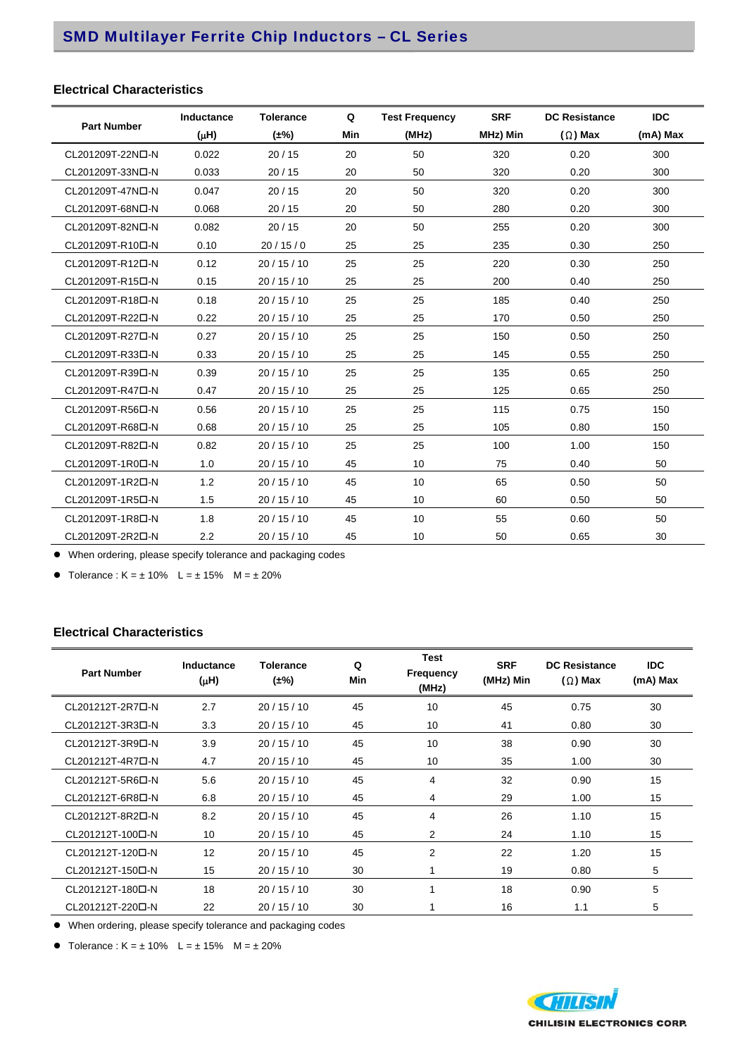## SMD Multilayer Ferrite Chip Inductors – CL Series

### Electrical Characteristics

| Part Number | Inductance (μH) | Tolerance (±%) | Q Min | Test Frequency (MHz) | SRF MHz) Min | DC Resistance (Ω) Max | IDC (mA) Max |
|---|---|---|---|---|---|---|---|
| CL201209T-22N□-N | 0.022 | 20 / 15 | 20 | 50 | 320 | 0.20 | 300 |
| CL201209T-33N□-N | 0.033 | 20 / 15 | 20 | 50 | 320 | 0.20 | 300 |
| CL201209T-47N□-N | 0.047 | 20 / 15 | 20 | 50 | 320 | 0.20 | 300 |
| CL201209T-68N□-N | 0.068 | 20 / 15 | 20 | 50 | 280 | 0.20 | 300 |
| CL201209T-82N□-N | 0.082 | 20 / 15 | 20 | 50 | 255 | 0.20 | 300 |
| CL201209T-R10□-N | 0.10 | 20 / 15 / 0 | 25 | 25 | 235 | 0.30 | 250 |
| CL201209T-R12□-N | 0.12 | 20 / 15 / 10 | 25 | 25 | 220 | 0.30 | 250 |
| CL201209T-R15□-N | 0.15 | 20 / 15 / 10 | 25 | 25 | 200 | 0.40 | 250 |
| CL201209T-R18□-N | 0.18 | 20 / 15 / 10 | 25 | 25 | 185 | 0.40 | 250 |
| CL201209T-R22□-N | 0.22 | 20 / 15 / 10 | 25 | 25 | 170 | 0.50 | 250 |
| CL201209T-R27□-N | 0.27 | 20 / 15 / 10 | 25 | 25 | 150 | 0.50 | 250 |
| CL201209T-R33□-N | 0.33 | 20 / 15 / 10 | 25 | 25 | 145 | 0.55 | 250 |
| CL201209T-R39□-N | 0.39 | 20 / 15 / 10 | 25 | 25 | 135 | 0.65 | 250 |
| CL201209T-R47□-N | 0.47 | 20 / 15 / 10 | 25 | 25 | 125 | 0.65 | 250 |
| CL201209T-R56□-N | 0.56 | 20 / 15 / 10 | 25 | 25 | 115 | 0.75 | 150 |
| CL201209T-R68□-N | 0.68 | 20 / 15 / 10 | 25 | 25 | 105 | 0.80 | 150 |
| CL201209T-R82□-N | 0.82 | 20 / 15 / 10 | 25 | 25 | 100 | 1.00 | 150 |
| CL201209T-1R0□-N | 1.0 | 20 / 15 / 10 | 45 | 10 | 75 | 0.40 | 50 |
| CL201209T-1R2□-N | 1.2 | 20 / 15 / 10 | 45 | 10 | 65 | 0.50 | 50 |
| CL201209T-1R5□-N | 1.5 | 20 / 15 / 10 | 45 | 10 | 60 | 0.50 | 50 |
| CL201209T-1R8□-N | 1.8 | 20 / 15 / 10 | 45 | 10 | 55 | 0.60 | 50 |
| CL201209T-2R2□-N | 2.2 | 20 / 15 / 10 | 45 | 10 | 50 | 0.65 | 30 |

- When ordering, please specify tolerance and packaging codes
- Tolerance : K = ± 10%   L = ± 15%   M = ± 20%

### Electrical Characteristics

| Part Number | Inductance (μH) | Tolerance (±%) | Q Min | Test Frequency (MHz) | SRF (MHz) Min | DC Resistance (Ω) Max | IDC (mA) Max |
|---|---|---|---|---|---|---|---|
| CL201212T-2R7□-N | 2.7 | 20 / 15 / 10 | 45 | 10 | 45 | 0.75 | 30 |
| CL201212T-3R3□-N | 3.3 | 20 / 15 / 10 | 45 | 10 | 41 | 0.80 | 30 |
| CL201212T-3R9□-N | 3.9 | 20 / 15 / 10 | 45 | 10 | 38 | 0.90 | 30 |
| CL201212T-4R7□-N | 4.7 | 20 / 15 / 10 | 45 | 10 | 35 | 1.00 | 30 |
| CL201212T-5R6□-N | 5.6 | 20 / 15 / 10 | 45 | 4 | 32 | 0.90 | 15 |
| CL201212T-6R8□-N | 6.8 | 20 / 15 / 10 | 45 | 4 | 29 | 1.00 | 15 |
| CL201212T-8R2□-N | 8.2 | 20 / 15 / 10 | 45 | 4 | 26 | 1.10 | 15 |
| CL201212T-100□-N | 10 | 20 / 15 / 10 | 45 | 2 | 24 | 1.10 | 15 |
| CL201212T-120□-N | 12 | 20 / 15 / 10 | 45 | 2 | 22 | 1.20 | 15 |
| CL201212T-150□-N | 15 | 20 / 15 / 10 | 30 | 1 | 19 | 0.80 | 5 |
| CL201212T-180□-N | 18 | 20 / 15 / 10 | 30 | 1 | 18 | 0.90 | 5 |
| CL201212T-220□-N | 22 | 20 / 15 / 10 | 30 | 1 | 16 | 1.1 | 5 |

- When ordering, please specify tolerance and packaging codes
- Tolerance : K = ± 10%   L = ± 15%   M = ± 20%

CHILISIN ELECTRONICS CORP.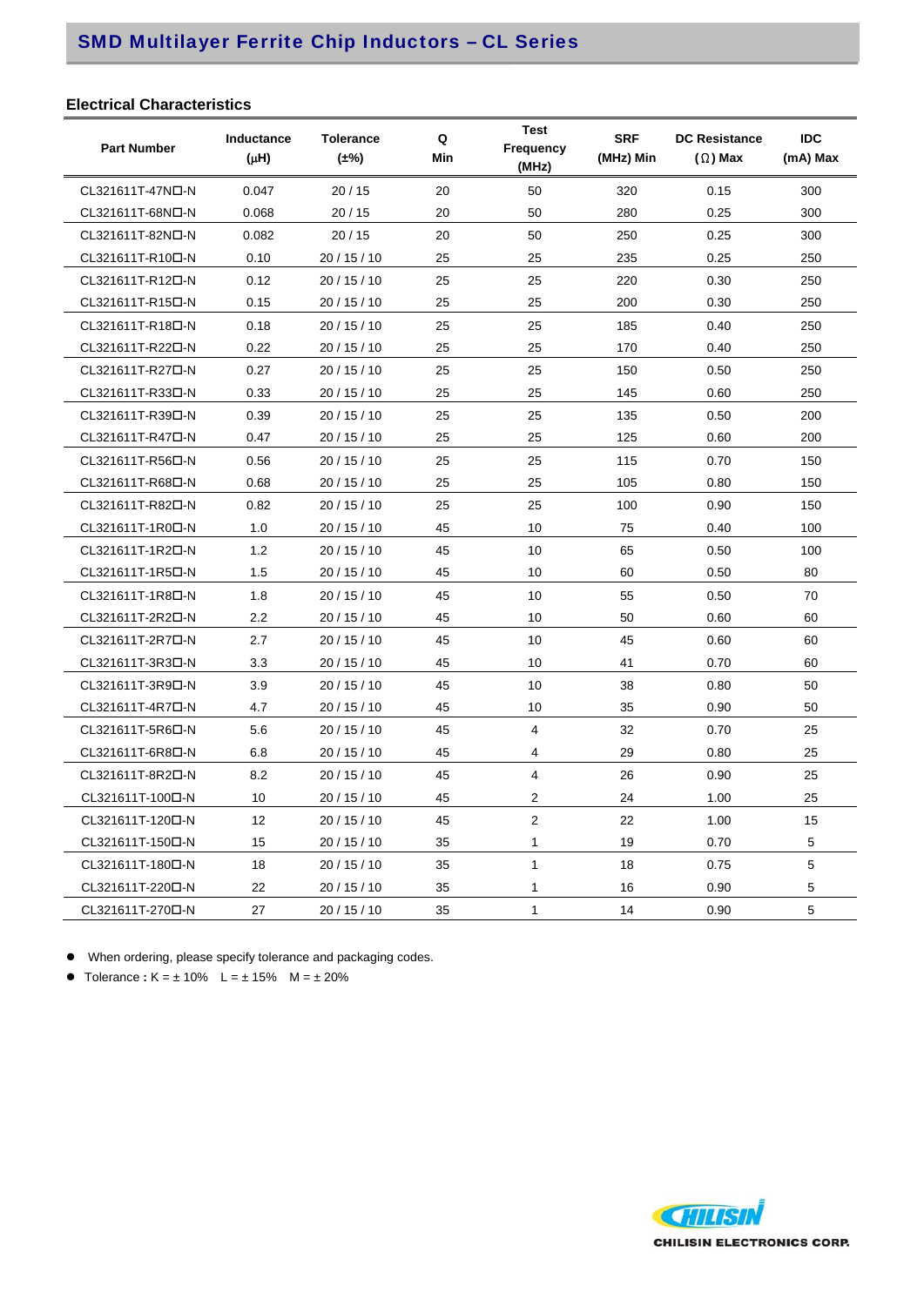# SMD Multilayer Ferrite Chip Inductors – CL Series

## Electrical Characteristics

| Part Number | Inductance (μH) | Tolerance (±%) | Q Min | Test Frequency (MHz) | SRF (MHz) Min | DC Resistance (Ω) Max | IDC (mA) Max |
|---|---|---|---|---|---|---|---|
| CL321611T-47N☐-N | 0.047 | 20 / 15 | 20 | 50 | 320 | 0.15 | 300 |
| CL321611T-68N☐-N | 0.068 | 20 / 15 | 20 | 50 | 280 | 0.25 | 300 |
| CL321611T-82N☐-N | 0.082 | 20 / 15 | 20 | 50 | 250 | 0.25 | 300 |
| CL321611T-R10☐-N | 0.10 | 20 / 15 / 10 | 25 | 25 | 235 | 0.25 | 250 |
| CL321611T-R12☐-N | 0.12 | 20 / 15 / 10 | 25 | 25 | 220 | 0.30 | 250 |
| CL321611T-R15☐-N | 0.15 | 20 / 15 / 10 | 25 | 25 | 200 | 0.30 | 250 |
| CL321611T-R18☐-N | 0.18 | 20 / 15 / 10 | 25 | 25 | 185 | 0.40 | 250 |
| CL321611T-R22☐-N | 0.22 | 20 / 15 / 10 | 25 | 25 | 170 | 0.40 | 250 |
| CL321611T-R27☐-N | 0.27 | 20 / 15 / 10 | 25 | 25 | 150 | 0.50 | 250 |
| CL321611T-R33☐-N | 0.33 | 20 / 15 / 10 | 25 | 25 | 145 | 0.60 | 250 |
| CL321611T-R39☐-N | 0.39 | 20 / 15 / 10 | 25 | 25 | 135 | 0.50 | 200 |
| CL321611T-R47☐-N | 0.47 | 20 / 15 / 10 | 25 | 25 | 125 | 0.60 | 200 |
| CL321611T-R56☐-N | 0.56 | 20 / 15 / 10 | 25 | 25 | 115 | 0.70 | 150 |
| CL321611T-R68☐-N | 0.68 | 20 / 15 / 10 | 25 | 25 | 105 | 0.80 | 150 |
| CL321611T-R82☐-N | 0.82 | 20 / 15 / 10 | 25 | 25 | 100 | 0.90 | 150 |
| CL321611T-1R0☐-N | 1.0 | 20 / 15 / 10 | 45 | 10 | 75 | 0.40 | 100 |
| CL321611T-1R2☐-N | 1.2 | 20 / 15 / 10 | 45 | 10 | 65 | 0.50 | 100 |
| CL321611T-1R5☐-N | 1.5 | 20 / 15 / 10 | 45 | 10 | 60 | 0.50 | 80 |
| CL321611T-1R8☐-N | 1.8 | 20 / 15 / 10 | 45 | 10 | 55 | 0.50 | 70 |
| CL321611T-2R2☐-N | 2.2 | 20 / 15 / 10 | 45 | 10 | 50 | 0.60 | 60 |
| CL321611T-2R7☐-N | 2.7 | 20 / 15 / 10 | 45 | 10 | 45 | 0.60 | 60 |
| CL321611T-3R3☐-N | 3.3 | 20 / 15 / 10 | 45 | 10 | 41 | 0.70 | 60 |
| CL321611T-3R9☐-N | 3.9 | 20 / 15 / 10 | 45 | 10 | 38 | 0.80 | 50 |
| CL321611T-4R7☐-N | 4.7 | 20 / 15 / 10 | 45 | 10 | 35 | 0.90 | 50 |
| CL321611T-5R6☐-N | 5.6 | 20 / 15 / 10 | 45 | 4 | 32 | 0.70 | 25 |
| CL321611T-6R8☐-N | 6.8 | 20 / 15 / 10 | 45 | 4 | 29 | 0.80 | 25 |
| CL321611T-8R2☐-N | 8.2 | 20 / 15 / 10 | 45 | 4 | 26 | 0.90 | 25 |
| CL321611T-100☐-N | 10 | 20 / 15 / 10 | 45 | 2 | 24 | 1.00 | 25 |
| CL321611T-120☐-N | 12 | 20 / 15 / 10 | 45 | 2 | 22 | 1.00 | 15 |
| CL321611T-150☐-N | 15 | 20 / 15 / 10 | 35 | 1 | 19 | 0.70 | 5 |
| CL321611T-180☐-N | 18 | 20 / 15 / 10 | 35 | 1 | 18 | 0.75 | 5 |
| CL321611T-220☐-N | 22 | 20 / 15 / 10 | 35 | 1 | 16 | 0.90 | 5 |
| CL321611T-270☐-N | 27 | 20 / 15 / 10 | 35 | 1 | 14 | 0.90 | 5 |

- When ordering, please specify tolerance and packaging codes.
- Tolerance : K = ± 10%  L = ± 15%  M = ± 20%

CHILISIN ELECTRONICS CORP.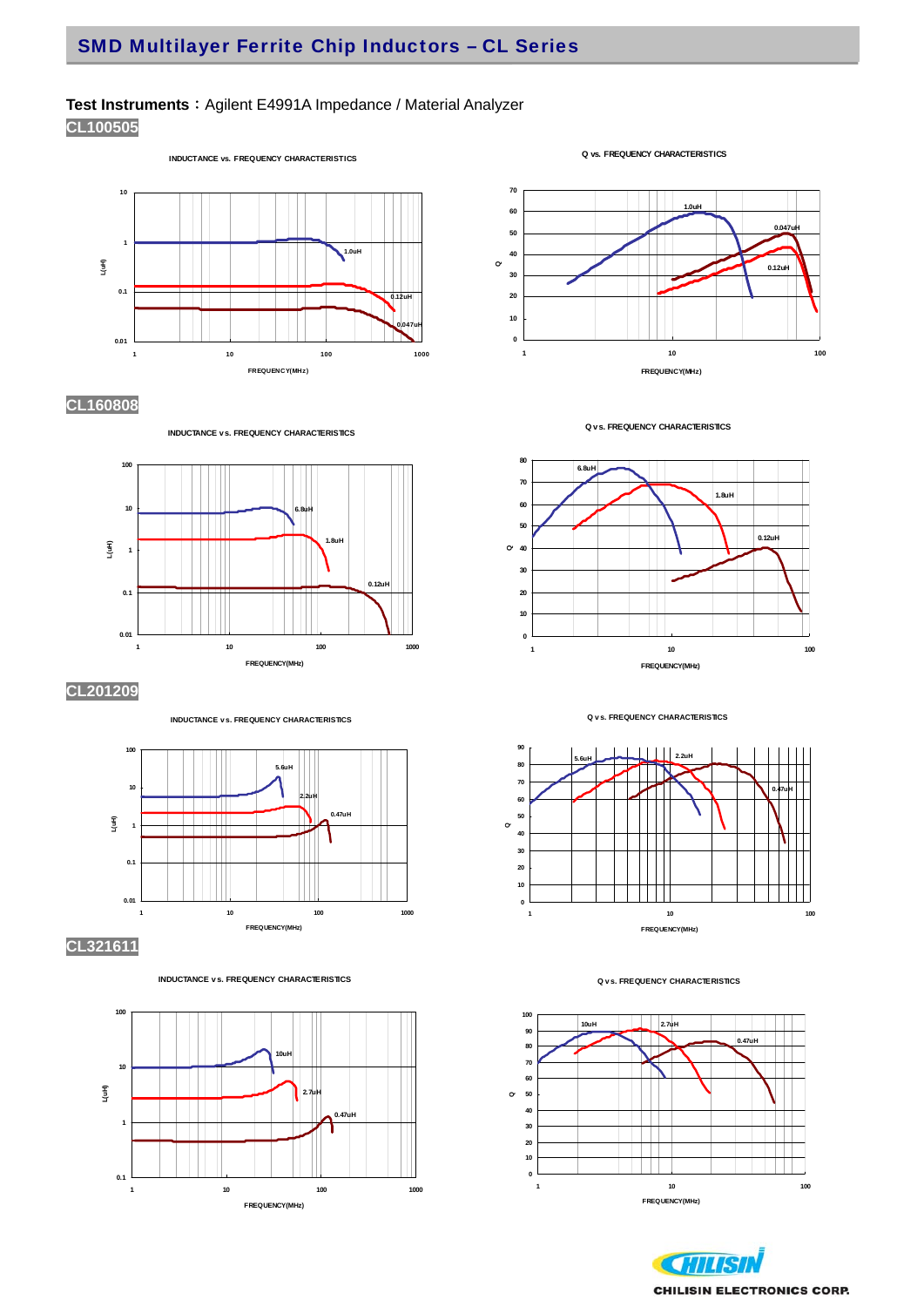## SMD Multilayer Ferrite Chip Inductors – CL Series

**Test Instruments**：Agilent E4991A Impedance / Material Analyzer

### CL100505

INDUCTANCE vs. FREQUENCY CHARACTERISTICS

Q vs. FREQUENCY CHARACTERISTICS

### CL160808

INDUCTANCE vs. FREQUENCY CHARACTERISTICS

Q vs. FREQUENCY CHARACTERISTICS

### CL201209

INDUCTANCE vs. FREQUENCY CHARACTERISTICS

Q vs. FREQUENCY CHARACTERISTICS

### CL321611

INDUCTANCE vs. FREQUENCY CHARACTERISTICS

Q vs. FREQUENCY CHARACTERISTICS

CHILISIN ELECTRONICS CORP.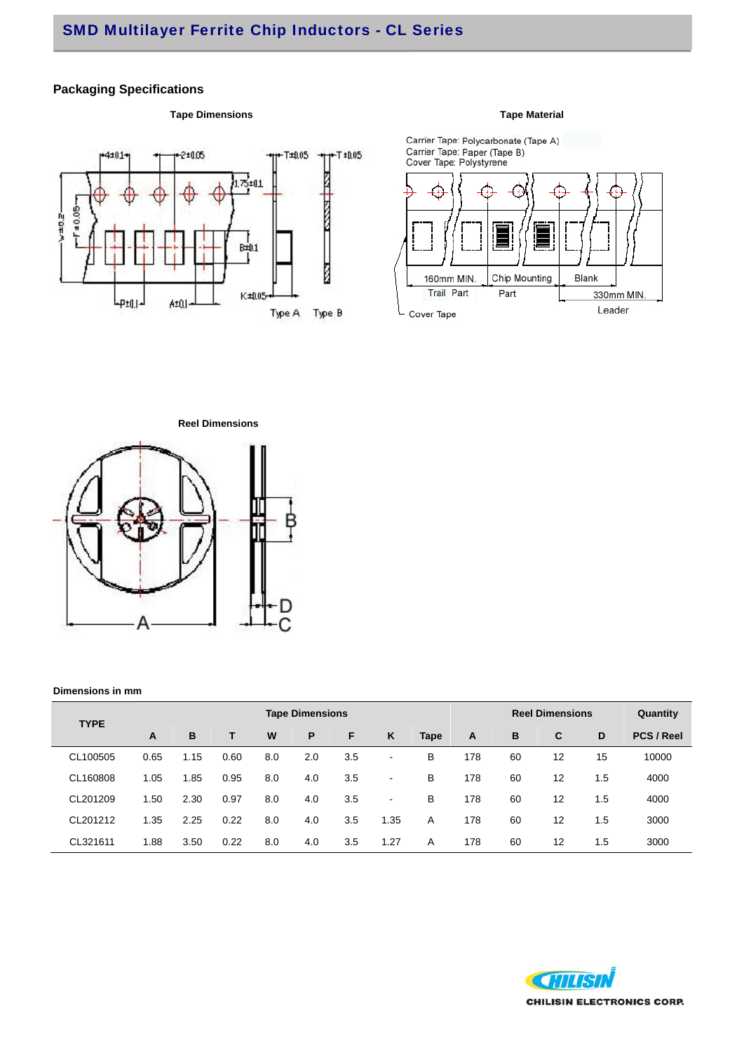## SMD Multilayer Ferrite Chip Inductors - CL Series

### Packaging Specifications

**Tape Dimensions**

4±0.1
2±0.05
T±0.05
T±0.05
1.75±0.1
W±0.2
F±0.05
B±0.1
P±0.1
A±0.1
K±0.05
Type A
Type B

**Tape Material**

Carrier Tape: Polycarbonate (Tape A)
Carrier Tape: Paper (Tape B)
Cover Tape: Polystyrene

160mm MIN.
Trail Part
Chip Mounting Part
Blank
330mm MIN.
Leader
Cover Tape

**Reel Dimensions**

A
B
C
D

**Dimensions in mm**

| TYPE | Tape Dimensions | | | | | | | | Reel Dimensions | | | | Quantity |
|---|---|---|---|---|---|---|---|---|---|---|---|---|---|
| | A | B | T | W | P | F | K | Tape | A | B | C | D | PCS / Reel |
| CL100505 | 0.65 | 1.15 | 0.60 | 8.0 | 2.0 | 3.5 | - | B | 178 | 60 | 12 | 15 | 10000 |
| CL160808 | 1.05 | 1.85 | 0.95 | 8.0 | 4.0 | 3.5 | - | B | 178 | 60 | 12 | 1.5 | 4000 |
| CL201209 | 1.50 | 2.30 | 0.97 | 8.0 | 4.0 | 3.5 | - | B | 178 | 60 | 12 | 1.5 | 4000 |
| CL201212 | 1.35 | 2.25 | 0.22 | 8.0 | 4.0 | 3.5 | 1.35 | A | 178 | 60 | 12 | 1.5 | 3000 |
| CL321611 | 1.88 | 3.50 | 0.22 | 8.0 | 4.0 | 3.5 | 1.27 | A | 178 | 60 | 12 | 1.5 | 3000 |

CHILISIN ELECTRONICS CORP.